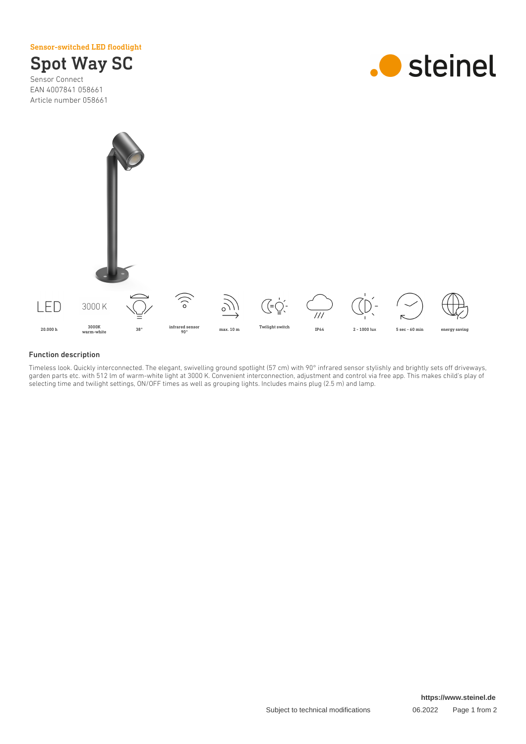Sensor-switched LED floodlight

# Spot Way SC

Sensor Connect
EAN 4007841 058661
Article number 058661

steinel

| LED | 3000 K | | | | | | | | |
|---|---|---|---|---|---|---|---|---|---|
| 20.000 h | 3000K warm-white | 38° | infrared sensor 90° | max. 10 m | Twilight switch | IP44 | 2 - 1000 lux | 5 sec - 60 min | energy saving |

## Function description

Timeless look. Quickly interconnected. The elegant, swivelling ground spotlight (57 cm) with 90° infrared sensor stylishly and brightly sets off driveways, garden parts etc. with 512 lm of warm-white light at 3000 K. Convenient interconnection, adjustment and control via free app. This makes child's play of selecting time and twilight settings, ON/OFF times as well as grouping lights. Includes mains plug (2.5 m) and lamp.

https://www.steinel.de

Subject to technical modifications 06.2022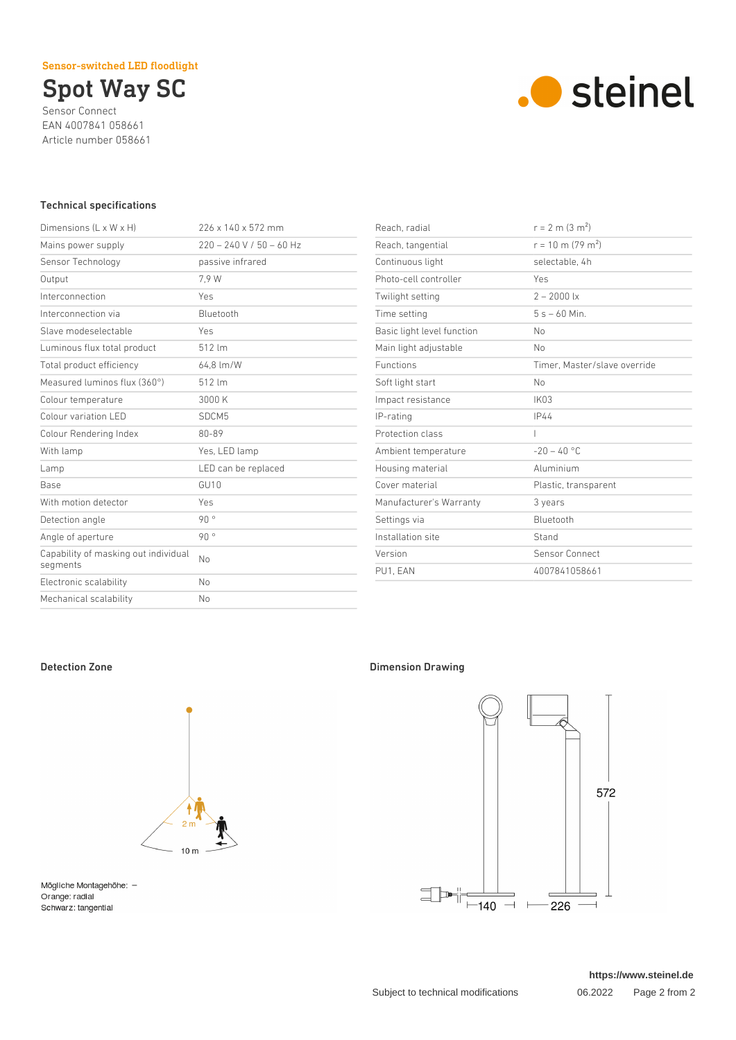Sensor-switched LED floodlight

# Spot Way SC

Sensor Connect
EAN 4007841 058661
Article number 058661

## Technical specifications

| | |
|---|---|
| Dimensions (L x W x H) | 226 x 140 x 572 mm |
| Mains power supply | 220 – 240 V / 50 – 60 Hz |
| Sensor Technology | passive infrared |
| Output | 7,9 W |
| Interconnection | Yes |
| Interconnection via | Bluetooth |
| Slave modeselectable | Yes |
| Luminous flux total product | 512 lm |
| Total product efficiency | 64,8 lm/W |
| Measured luminos flux (360°) | 512 lm |
| Colour temperature | 3000 K |
| Colour variation LED | SDCM5 |
| Colour Rendering Index | 80-89 |
| With lamp | Yes, LED lamp |
| Lamp | LED can be replaced |
| Base | GU10 |
| With motion detector | Yes |
| Detection angle | 90 ° |
| Angle of aperture | 90 ° |
| Capability of masking out individual segments | No |
| Electronic scalability | No |
| Mechanical scalability | No |

| | |
|---|---|
| Reach, radial | r = 2 m (3 m²) |
| Reach, tangential | r = 10 m (79 m²) |
| Continuous light | selectable, 4h |
| Photo-cell controller | Yes |
| Twilight setting | 2 – 2000 lx |
| Time setting | 5 s – 60 Min. |
| Basic light level function | No |
| Main light adjustable | No |
| Functions | Timer, Master/slave override |
| Soft light start | No |
| Impact resistance | IK03 |
| IP-rating | IP44 |
| Protection class | I |
| Ambient temperature | -20 – 40 °C |
| Housing material | Aluminium |
| Cover material | Plastic, transparent |
| Manufacturer's Warranty | 3 years |
| Settings via | Bluetooth |
| Installation site | Stand |
| Version | Sensor Connect |
| PU1, EAN | 4007841058661 |

## Detection Zone

2 m
10 m

Mögliche Montagehöhe: –
Orange: radial
Schwarz: tangential

## Dimension Drawing

572
140
226

https://www.steinel.de

Subject to technical modifications 06.2022